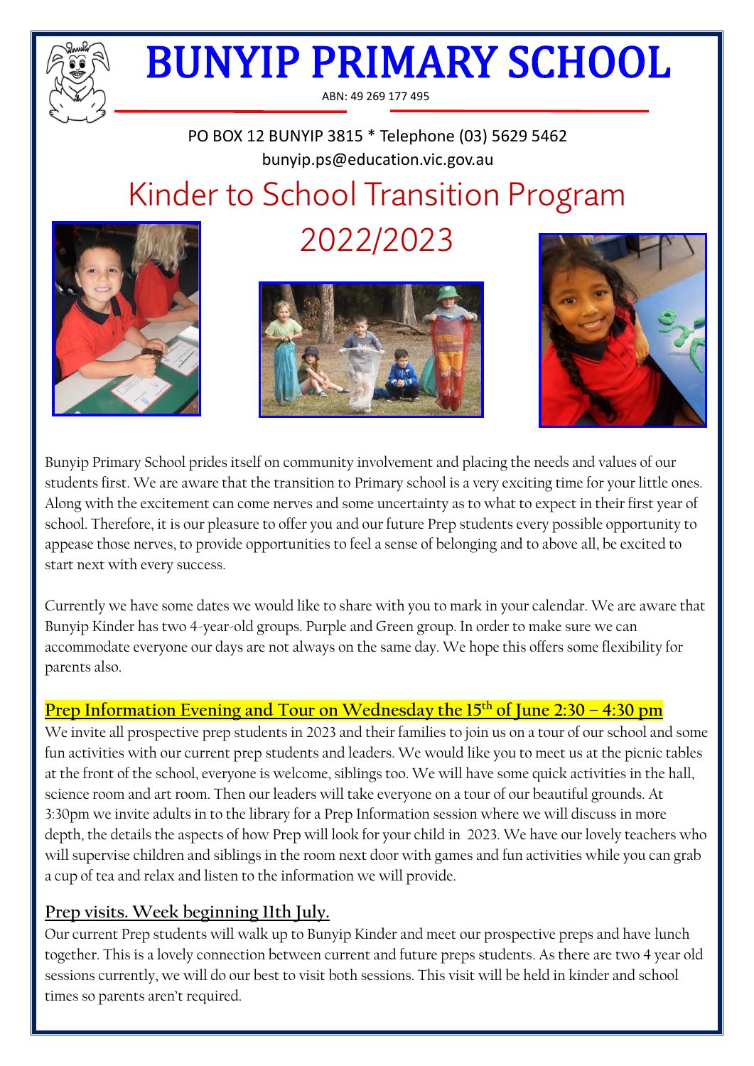# BUNYIP PRIMARY SCHOOL

ABN: 49 269 177 495

PO BOX 12 BUNYIP 3815 * Telephone (03) 5629 5462
bunyip.ps@education.vic.gov.au

## Kinder to School Transition Program 2022/2023

Bunyip Primary School prides itself on community involvement and placing the needs and values of our students first. We are aware that the transition to Primary school is a very exciting time for your little ones. Along with the excitement can come nerves and some uncertainty as to what to expect in their first year of school. Therefore, it is our pleasure to offer you and our future Prep students every possible opportunity to appease those nerves, to provide opportunities to feel a sense of belonging and to above all, be excited to start next with every success.

Currently we have some dates we would like to share with you to mark in your calendar. We are aware that Bunyip Kinder has two 4-year-old groups. Purple and Green group. In order to make sure we can accommodate everyone our days are not always on the same day. We hope this offers some flexibility for parents also.

### Prep Information Evening and Tour on Wednesday the 15th of June 2:30 – 4:30 pm

We invite all prospective prep students in 2023 and their families to join us on a tour of our school and some fun activities with our current prep students and leaders. We would like you to meet us at the picnic tables at the front of the school, everyone is welcome, siblings too. We will have some quick activities in the hall, science room and art room. Then our leaders will take everyone on a tour of our beautiful grounds. At 3:30pm we invite adults in to the library for a Prep Information session where we will discuss in more depth, the details the aspects of how Prep will look for your child in 2023. We have our lovely teachers who will supervise children and siblings in the room next door with games and fun activities while you can grab a cup of tea and relax and listen to the information we will provide.

### Prep visits. Week beginning 11th July.

Our current Prep students will walk up to Bunyip Kinder and meet our prospective preps and have lunch together. This is a lovely connection between current and future preps students. As there are two 4 year old sessions currently, we will do our best to visit both sessions. This visit will be held in kinder and school times so parents aren't required.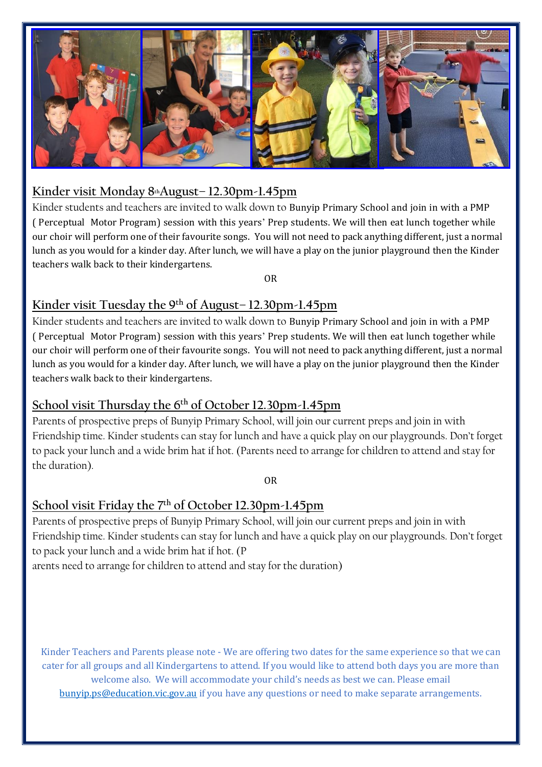## Kinder visit Monday 8th August– 12.30pm-1.45pm

Kinder students and teachers are invited to walk down to Bunyip Primary School and join in with a PMP ( Perceptual Motor Program) session with this years' Prep students. We will then eat lunch together while our choir will perform one of their favourite songs. You will not need to pack anything different, just a normal lunch as you would for a kinder day. After lunch, we will have a play on the junior playground then the Kinder teachers walk back to their kindergartens.

OR

## Kinder visit Tuesday the 9th of August– 12.30pm-1.45pm

Kinder students and teachers are invited to walk down to Bunyip Primary School and join in with a PMP ( Perceptual Motor Program) session with this years' Prep students. We will then eat lunch together while our choir will perform one of their favourite songs. You will not need to pack anything different, just a normal lunch as you would for a kinder day. After lunch, we will have a play on the junior playground then the Kinder teachers walk back to their kindergartens.

## School visit Thursday the 6th of October 12.30pm-1.45pm

Parents of prospective preps of Bunyip Primary School, will join our current preps and join in with Friendship time. Kinder students can stay for lunch and have a quick play on our playgrounds. Don't forget to pack your lunch and a wide brim hat if hot. (Parents need to arrange for children to attend and stay for the duration).

OR

## School visit Friday the 7th of October 12.30pm-1.45pm

Parents of prospective preps of Bunyip Primary School, will join our current preps and join in with Friendship time. Kinder students can stay for lunch and have a quick play on our playgrounds. Don't forget to pack your lunch and a wide brim hat if hot. (Parents need to arrange for children to attend and stay for the duration)

Kinder Teachers and Parents please note - We are offering two dates for the same experience so that we can cater for all groups and all Kindergartens to attend. If you would like to attend both days you are more than welcome also. We will accommodate your child's needs as best we can. Please email bunyip.ps@education.vic.gov.au if you have any questions or need to make separate arrangements.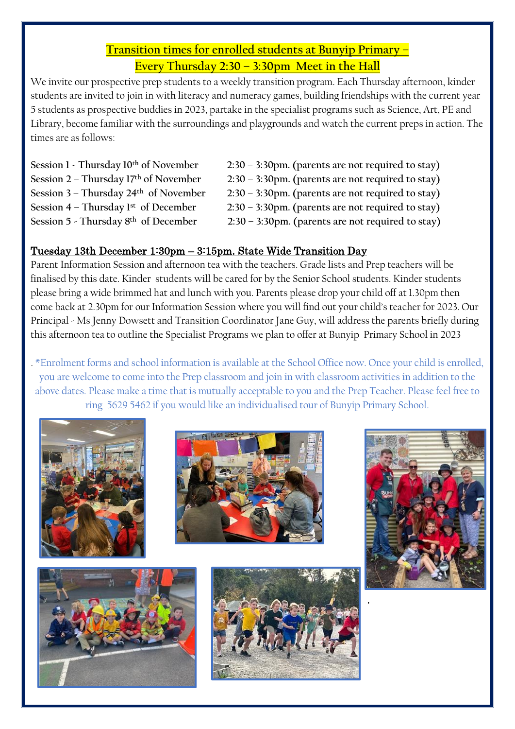## Transition times for enrolled students at Bunyip Primary – Every Thursday 2:30 – 3:30pm Meet in the Hall

We invite our prospective prep students to a weekly transition program. Each Thursday afternoon, kinder students are invited to join in with literacy and numeracy games, building friendships with the current year 5 students as prospective buddies in 2023, partake in the specialist programs such as Science, Art, PE and Library, become familiar with the surroundings and playgrounds and watch the current preps in action. The times are as follows:

| | |
|---|---|
| Session 1 - Thursday 10th of November | 2:30 – 3:30pm. (parents are not required to stay) |
| Session 2 – Thursday 17th of November | 2:30 – 3:30pm. (parents are not required to stay) |
| Session 3 – Thursday 24th of November | 2:30 – 3:30pm. (parents are not required to stay) |
| Session 4 – Thursday 1st of December | 2:30 – 3:30pm. (parents are not required to stay) |
| Session 5 - Thursday 8th of December | 2:30 – 3:30pm. (parents are not required to stay) |

### Tuesday 13th December 1:30pm – 3:15pm. State Wide Transition Day

Parent Information Session and afternoon tea with the teachers. Grade lists and Prep teachers will be finalised by this date. Kinder students will be cared for by the Senior School students. Kinder students please bring a wide brimmed hat and lunch with you. Parents please drop your child off at 1.30pm then come back at 2.30pm for our Information Session where you will find out your child's teacher for 2023. Our Principal - Ms Jenny Dowsett and Transition Coordinator Jane Guy, will address the parents briefly during this afternoon tea to outline the Specialist Programs we plan to offer at Bunyip Primary School in 2023

. *Enrolment forms and school information is available at the School Office now. Once your child is enrolled, you are welcome to come into the Prep classroom and join in with classroom activities in addition to the above dates. Please make a time that is mutually acceptable to you and the Prep Teacher. Please feel free to ring 5629 5462 if you would like an individualised tour of Bunyip Primary School.